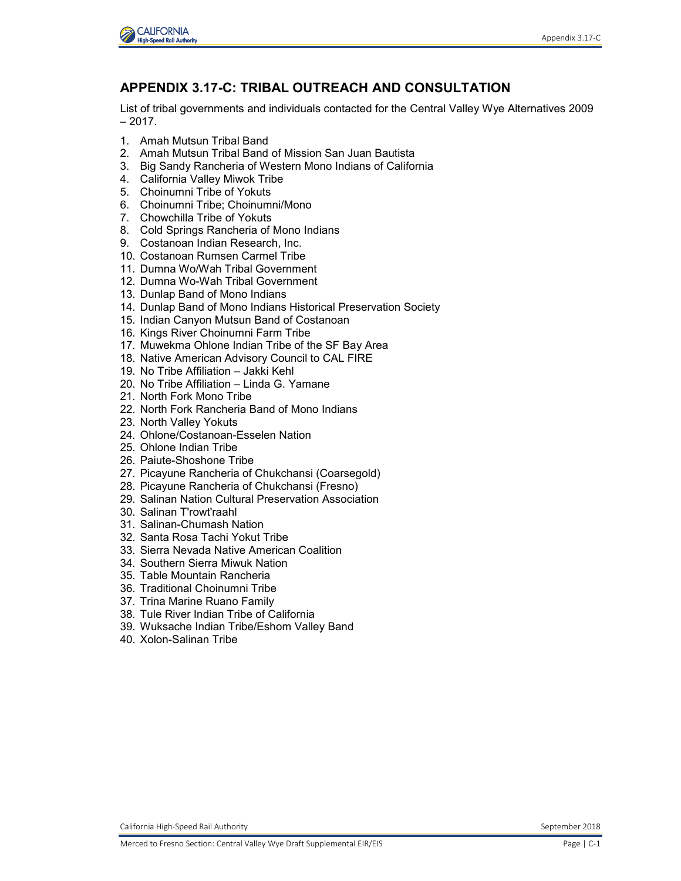## APPENDIX 3.17-C: TRIBAL OUTREACH AND CONSULTATION

List of tribal governments and individuals contacted for the Central Valley Wye Alternatives 2009 – 2017.

1. Amah Mutsun Tribal Band
2. Amah Mutsun Tribal Band of Mission San Juan Bautista
3. Big Sandy Rancheria of Western Mono Indians of California
4. California Valley Miwok Tribe
5. Choinumni Tribe of Yokuts
6. Choinumni Tribe; Choinumni/Mono
7. Chowchilla Tribe of Yokuts
8. Cold Springs Rancheria of Mono Indians
9. Costanoan Indian Research, Inc.
10. Costanoan Rumsen Carmel Tribe
11. Dumna Wo/Wah Tribal Government
12. Dumna Wo-Wah Tribal Government
13. Dunlap Band of Mono Indians
14. Dunlap Band of Mono Indians Historical Preservation Society
15. Indian Canyon Mutsun Band of Costanoan
16. Kings River Choinumni Farm Tribe
17. Muwekma Ohlone Indian Tribe of the SF Bay Area
18. Native American Advisory Council to CAL FIRE
19. No Tribe Affiliation – Jakki Kehl
20. No Tribe Affiliation – Linda G. Yamane
21. North Fork Mono Tribe
22. North Fork Rancheria Band of Mono Indians
23. North Valley Yokuts
24. Ohlone/Costanoan-Esselen Nation
25. Ohlone Indian Tribe
26. Paiute-Shoshone Tribe
27. Picayune Rancheria of Chukchansi (Coarsegold)
28. Picayune Rancheria of Chukchansi (Fresno)
29. Salinan Nation Cultural Preservation Association
30. Salinan T'rowt'raahl
31. Salinan-Chumash Nation
32. Santa Rosa Tachi Yokut Tribe
33. Sierra Nevada Native American Coalition
34. Southern Sierra Miwuk Nation
35. Table Mountain Rancheria
36. Traditional Choinumni Tribe
37. Trina Marine Ruano Family
38. Tule River Indian Tribe of California
39. Wuksache Indian Tribe/Eshom Valley Band
40. Xolon-Salinan Tribe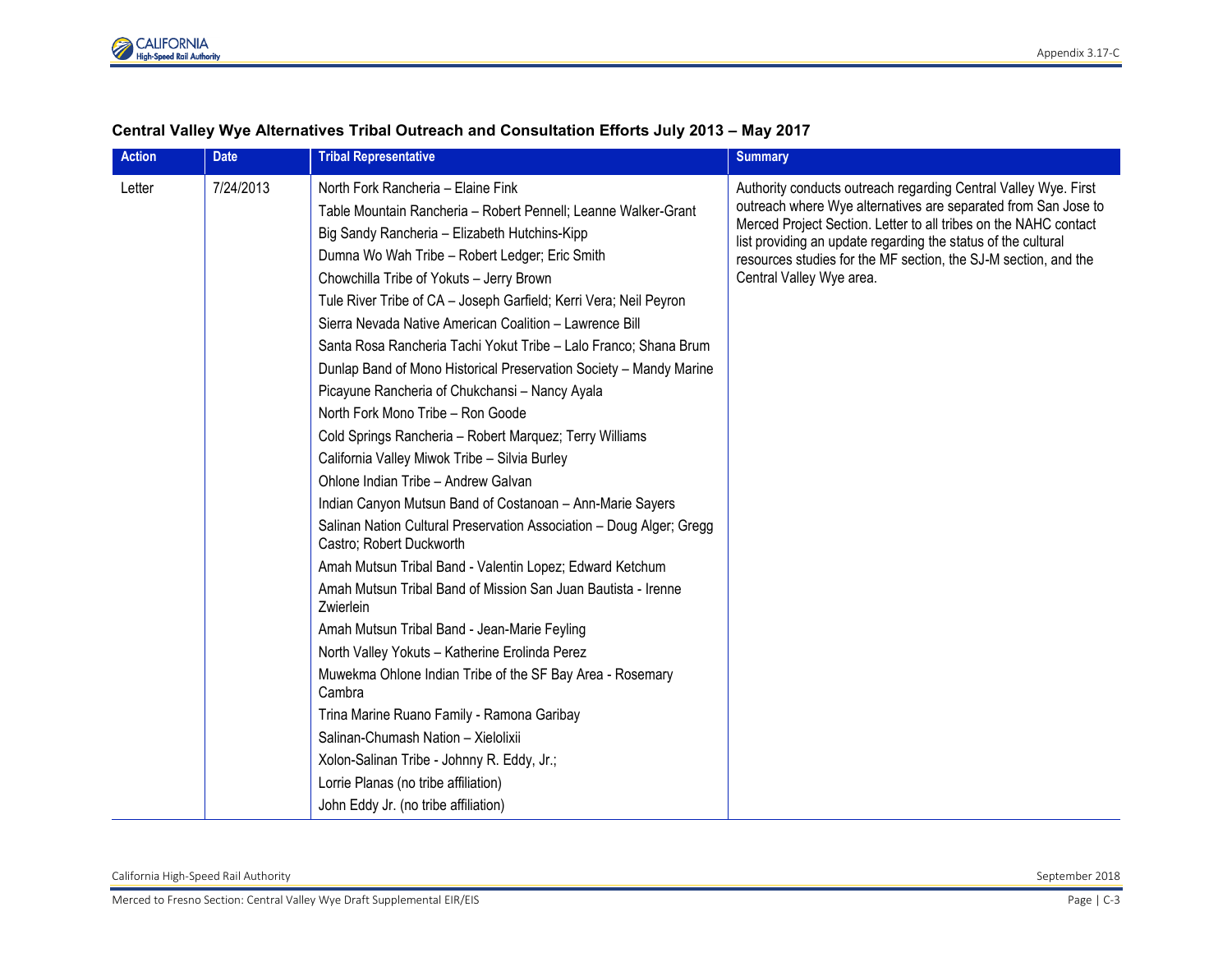### Central Valley Wye Alternatives Tribal Outreach and Consultation Efforts July 2013 – May 2017

| Action | Date | Tribal Representative | Summary |
|---|---|---|---|
| Letter | 7/24/2013 | North Fork Rancheria – Elaine Fink<br>Table Mountain Rancheria – Robert Pennell; Leanne Walker-Grant<br>Big Sandy Rancheria – Elizabeth Hutchins-Kipp<br>Dumna Wo Wah Tribe – Robert Ledger; Eric Smith<br>Chowchilla Tribe of Yokuts – Jerry Brown<br>Tule River Tribe of CA – Joseph Garfield; Kerri Vera; Neil Peyron<br>Sierra Nevada Native American Coalition – Lawrence Bill<br>Santa Rosa Rancheria Tachi Yokut Tribe – Lalo Franco; Shana Brum<br>Dunlap Band of Mono Historical Preservation Society – Mandy Marine<br>Picayune Rancheria of Chukchansi – Nancy Ayala<br>North Fork Mono Tribe – Ron Goode<br>Cold Springs Rancheria – Robert Marquez; Terry Williams<br>California Valley Miwok Tribe – Silvia Burley<br>Ohlone Indian Tribe – Andrew Galvan<br>Indian Canyon Mutsun Band of Costanoan – Ann-Marie Sayers<br>Salinan Nation Cultural Preservation Association – Doug Alger; Gregg Castro; Robert Duckworth<br>Amah Mutsun Tribal Band - Valentin Lopez; Edward Ketchum<br>Amah Mutsun Tribal Band of Mission San Juan Bautista - Irenne Zwierlein<br>Amah Mutsun Tribal Band - Jean-Marie Feyling<br>North Valley Yokuts – Katherine Erolinda Perez<br>Muwekma Ohlone Indian Tribe of the SF Bay Area - Rosemary Cambra<br>Trina Marine Ruano Family - Ramona Garibay<br>Salinan-Chumash Nation – Xielolixii<br>Xolon-Salinan Tribe - Johnny R. Eddy, Jr.;<br>Lorrie Planas (no tribe affiliation)<br>John Eddy Jr. (no tribe affiliation) | Authority conducts outreach regarding Central Valley Wye. First outreach where Wye alternatives are separated from San Jose to Merced Project Section. Letter to all tribes on the NAHC contact list providing an update regarding the status of the cultural resources studies for the MF section, the SJ-M section, and the Central Valley Wye area. |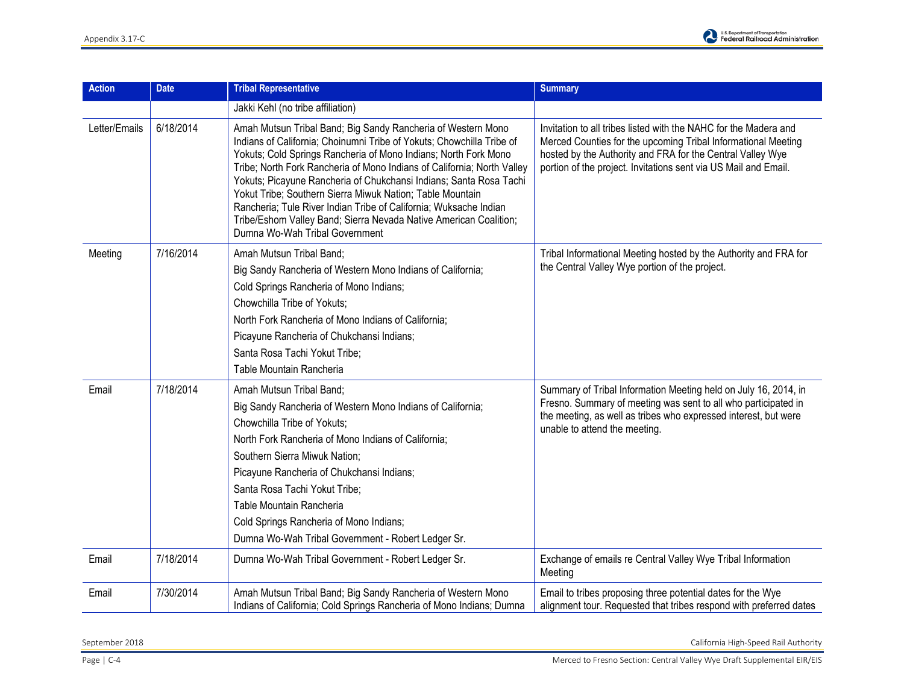| Action | Date | Tribal Representative | Summary |
|---|---|---|---|
| | | Jakki Kehl (no tribe affiliation) | |
| Letter/Emails | 6/18/2014 | Amah Mutsun Tribal Band; Big Sandy Rancheria of Western Mono Indians of California; Choinumni Tribe of Yokuts; Chowchilla Tribe of Yokuts; Cold Springs Rancheria of Mono Indians; North Fork Mono Tribe; North Fork Rancheria of Mono Indians of California; North Valley Yokuts; Picayune Rancheria of Chukchansi Indians; Santa Rosa Tachi Yokut Tribe; Southern Sierra Miwuk Nation; Table Mountain Rancheria; Tule River Indian Tribe of California; Wuksache Indian Tribe/Eshom Valley Band; Sierra Nevada Native American Coalition; Dumna Wo-Wah Tribal Government | Invitation to all tribes listed with the NAHC for the Madera and Merced Counties for the upcoming Tribal Informational Meeting hosted by the Authority and FRA for the Central Valley Wye portion of the project. Invitations sent via US Mail and Email. |
| Meeting | 7/16/2014 | Amah Mutsun Tribal Band;<br>Big Sandy Rancheria of Western Mono Indians of California;<br>Cold Springs Rancheria of Mono Indians;<br>Chowchilla Tribe of Yokuts;<br>North Fork Rancheria of Mono Indians of California;<br>Picayune Rancheria of Chukchansi Indians;<br>Santa Rosa Tachi Yokut Tribe;<br>Table Mountain Rancheria | Tribal Informational Meeting hosted by the Authority and FRA for the Central Valley Wye portion of the project. |
| Email | 7/18/2014 | Amah Mutsun Tribal Band;<br>Big Sandy Rancheria of Western Mono Indians of California;<br>Chowchilla Tribe of Yokuts;<br>North Fork Rancheria of Mono Indians of California;<br>Southern Sierra Miwuk Nation;<br>Picayune Rancheria of Chukchansi Indians;<br>Santa Rosa Tachi Yokut Tribe;<br>Table Mountain Rancheria<br>Cold Springs Rancheria of Mono Indians;<br>Dumna Wo-Wah Tribal Government - Robert Ledger Sr. | Summary of Tribal Information Meeting held on July 16, 2014, in Fresno. Summary of meeting was sent to all who participated in the meeting, as well as tribes who expressed interest, but were unable to attend the meeting. |
| Email | 7/18/2014 | Dumna Wo-Wah Tribal Government - Robert Ledger Sr. | Exchange of emails re Central Valley Wye Tribal Information Meeting |
| Email | 7/30/2014 | Amah Mutsun Tribal Band; Big Sandy Rancheria of Western Mono Indians of California; Cold Springs Rancheria of Mono Indians; Dumna | Email to tribes proposing three potential dates for the Wye alignment tour. Requested that tribes respond with preferred dates |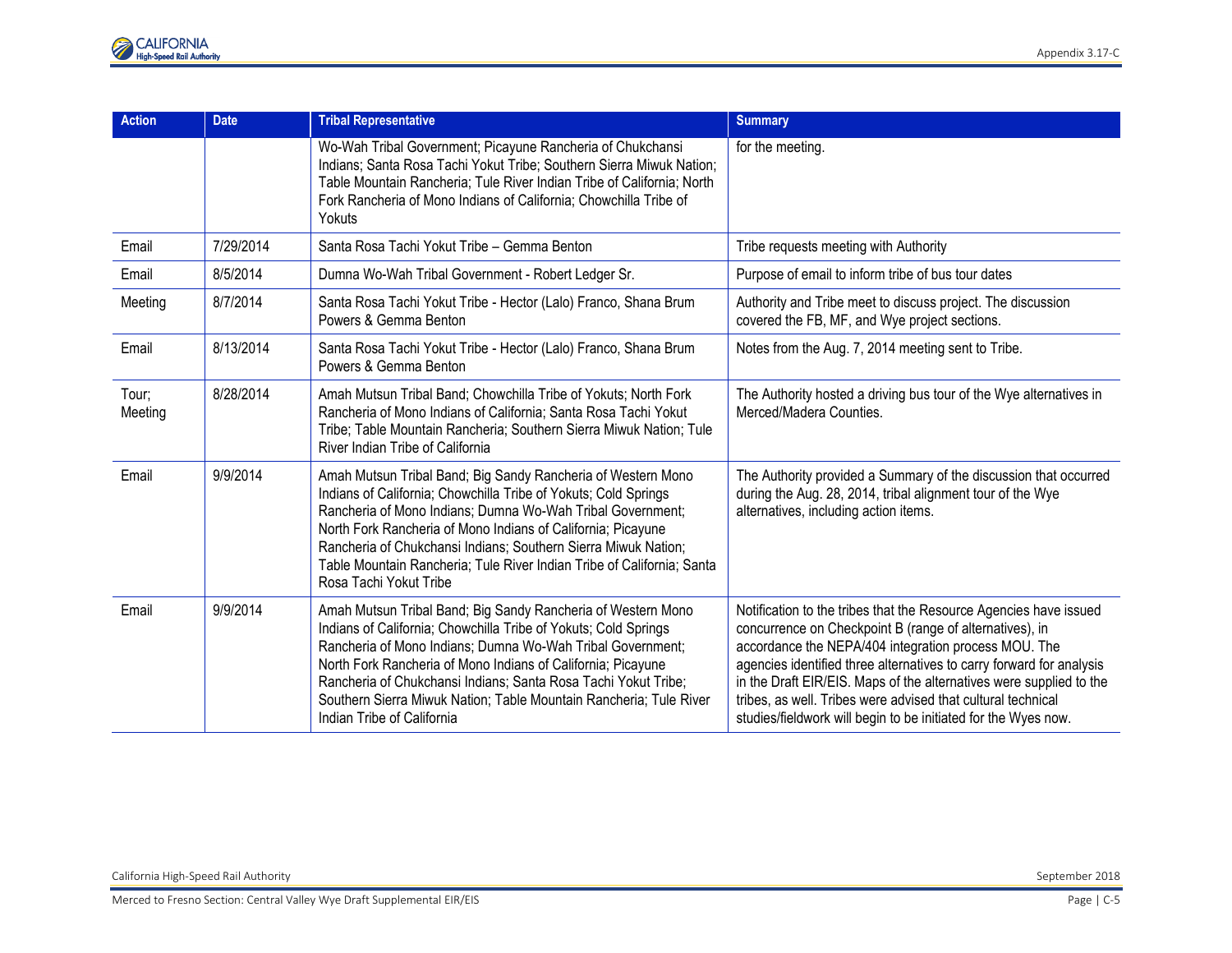| Action | Date | Tribal Representative | Summary |
|---|---|---|---|
| | | Wo-Wah Tribal Government; Picayune Rancheria of Chukchansi Indians; Santa Rosa Tachi Yokut Tribe; Southern Sierra Miwuk Nation; Table Mountain Rancheria; Tule River Indian Tribe of California; North Fork Rancheria of Mono Indians of California; Chowchilla Tribe of Yokuts | for the meeting. |
| Email | 7/29/2014 | Santa Rosa Tachi Yokut Tribe – Gemma Benton | Tribe requests meeting with Authority |
| Email | 8/5/2014 | Dumna Wo-Wah Tribal Government - Robert Ledger Sr. | Purpose of email to inform tribe of bus tour dates |
| Meeting | 8/7/2014 | Santa Rosa Tachi Yokut Tribe - Hector (Lalo) Franco, Shana Brum Powers & Gemma Benton | Authority and Tribe meet to discuss project. The discussion covered the FB, MF, and Wye project sections. |
| Email | 8/13/2014 | Santa Rosa Tachi Yokut Tribe - Hector (Lalo) Franco, Shana Brum Powers & Gemma Benton | Notes from the Aug. 7, 2014 meeting sent to Tribe. |
| Tour; Meeting | 8/28/2014 | Amah Mutsun Tribal Band; Chowchilla Tribe of Yokuts; North Fork Rancheria of Mono Indians of California; Santa Rosa Tachi Yokut Tribe; Table Mountain Rancheria; Southern Sierra Miwuk Nation; Tule River Indian Tribe of California | The Authority hosted a driving bus tour of the Wye alternatives in Merced/Madera Counties. |
| Email | 9/9/2014 | Amah Mutsun Tribal Band; Big Sandy Rancheria of Western Mono Indians of California; Chowchilla Tribe of Yokuts; Cold Springs Rancheria of Mono Indians; Dumna Wo-Wah Tribal Government; North Fork Rancheria of Mono Indians of California; Picayune Rancheria of Chukchansi Indians; Southern Sierra Miwuk Nation; Table Mountain Rancheria; Tule River Indian Tribe of California; Santa Rosa Tachi Yokut Tribe | The Authority provided a Summary of the discussion that occurred during the Aug. 28, 2014, tribal alignment tour of the Wye alternatives, including action items. |
| Email | 9/9/2014 | Amah Mutsun Tribal Band; Big Sandy Rancheria of Western Mono Indians of California; Chowchilla Tribe of Yokuts; Cold Springs Rancheria of Mono Indians; Dumna Wo-Wah Tribal Government; North Fork Rancheria of Mono Indians of California; Picayune Rancheria of Chukchansi Indians; Santa Rosa Tachi Yokut Tribe; Southern Sierra Miwuk Nation; Table Mountain Rancheria; Tule River Indian Tribe of California | Notification to the tribes that the Resource Agencies have issued concurrence on Checkpoint B (range of alternatives), in accordance the NEPA/404 integration process MOU. The agencies identified three alternatives to carry forward for analysis in the Draft EIR/EIS. Maps of the alternatives were supplied to the tribes, as well. Tribes were advised that cultural technical studies/fieldwork will begin to be initiated for the Wyes now. |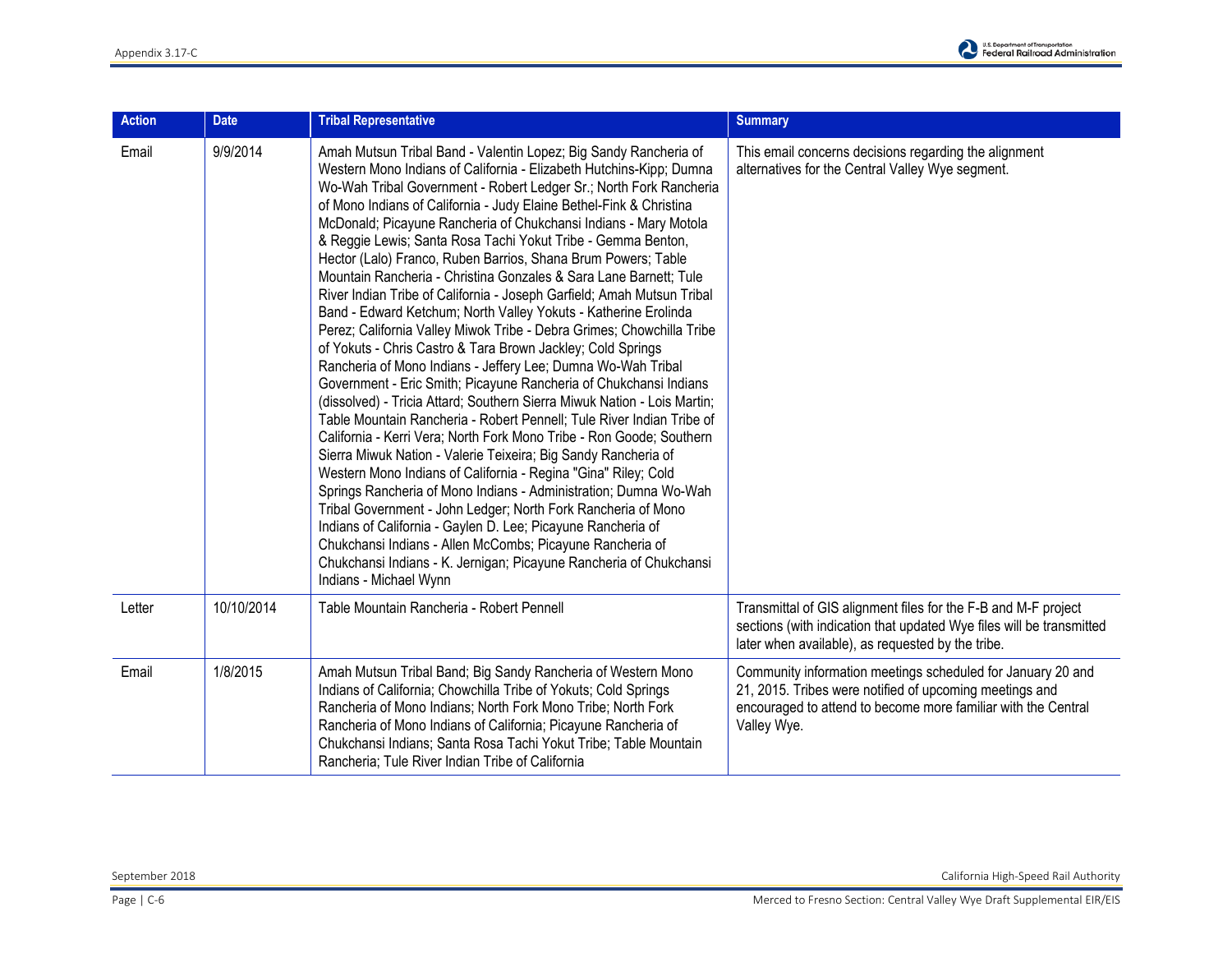| Action | Date | Tribal Representative | Summary |
|---|---|---|---|
| Email | 9/9/2014 | Amah Mutsun Tribal Band - Valentin Lopez; Big Sandy Rancheria of Western Mono Indians of California - Elizabeth Hutchins-Kipp; Dumna Wo-Wah Tribal Government - Robert Ledger Sr.; North Fork Rancheria of Mono Indians of California - Judy Elaine Bethel-Fink & Christina McDonald; Picayune Rancheria of Chukchansi Indians - Mary Motola & Reggie Lewis; Santa Rosa Tachi Yokut Tribe - Gemma Benton, Hector (Lalo) Franco, Ruben Barrios, Shana Brum Powers; Table Mountain Rancheria - Christina Gonzales & Sara Lane Barnett; Tule River Indian Tribe of California - Joseph Garfield; Amah Mutsun Tribal Band - Edward Ketchum; North Valley Yokuts - Katherine Erolinda Perez; California Valley Miwok Tribe - Debra Grimes; Chowchilla Tribe of Yokuts - Chris Castro & Tara Brown Jackley; Cold Springs Rancheria of Mono Indians - Jeffery Lee; Dumna Wo-Wah Tribal Government - Eric Smith; Picayune Rancheria of Chukchansi Indians (dissolved) - Tricia Attard; Southern Sierra Miwuk Nation - Lois Martin; Table Mountain Rancheria - Robert Pennell; Tule River Indian Tribe of California - Kerri Vera; North Fork Mono Tribe - Ron Goode; Southern Sierra Miwuk Nation - Valerie Teixeira; Big Sandy Rancheria of Western Mono Indians of California - Regina "Gina" Riley; Cold Springs Rancheria of Mono Indians - Administration; Dumna Wo-Wah Tribal Government - John Ledger; North Fork Rancheria of Mono Indians of California - Gaylen D. Lee; Picayune Rancheria of Chukchansi Indians - Allen McCombs; Picayune Rancheria of Chukchansi Indians - K. Jernigan; Picayune Rancheria of Chukchansi Indians - Michael Wynn | This email concerns decisions regarding the alignment alternatives for the Central Valley Wye segment. |
| Letter | 10/10/2014 | Table Mountain Rancheria - Robert Pennell | Transmittal of GIS alignment files for the F-B and M-F project sections (with indication that updated Wye files will be transmitted later when available), as requested by the tribe. |
| Email | 1/8/2015 | Amah Mutsun Tribal Band; Big Sandy Rancheria of Western Mono Indians of California; Chowchilla Tribe of Yokuts; Cold Springs Rancheria of Mono Indians; North Fork Mono Tribe; North Fork Rancheria of Mono Indians of California; Picayune Rancheria of Chukchansi Indians; Santa Rosa Tachi Yokut Tribe; Table Mountain Rancheria; Tule River Indian Tribe of California | Community information meetings scheduled for January 20 and 21, 2015. Tribes were notified of upcoming meetings and encouraged to attend to become more familiar with the Central Valley Wye. |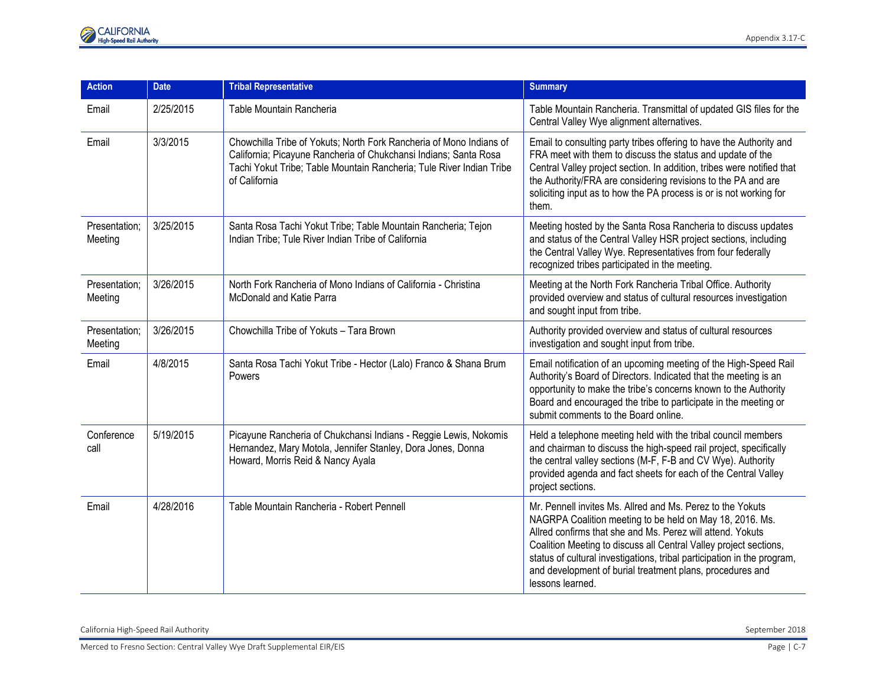| Action | Date | Tribal Representative | Summary |
|---|---|---|---|
| Email | 2/25/2015 | Table Mountain Rancheria | Table Mountain Rancheria. Transmittal of updated GIS files for the Central Valley Wye alignment alternatives. |
| Email | 3/3/2015 | Chowchilla Tribe of Yokuts; North Fork Rancheria of Mono Indians of California; Picayune Rancheria of Chukchansi Indians; Santa Rosa Tachi Yokut Tribe; Table Mountain Rancheria; Tule River Indian Tribe of California | Email to consulting party tribes offering to have the Authority and FRA meet with them to discuss the status and update of the Central Valley project section. In addition, tribes were notified that the Authority/FRA are considering revisions to the PA and are soliciting input as to how the PA process is or is not working for them. |
| Presentation; Meeting | 3/25/2015 | Santa Rosa Tachi Yokut Tribe; Table Mountain Rancheria; Tejon Indian Tribe; Tule River Indian Tribe of California | Meeting hosted by the Santa Rosa Rancheria to discuss updates and status of the Central Valley HSR project sections, including the Central Valley Wye. Representatives from four federally recognized tribes participated in the meeting. |
| Presentation; Meeting | 3/26/2015 | North Fork Rancheria of Mono Indians of California - Christina McDonald and Katie Parra | Meeting at the North Fork Rancheria Tribal Office. Authority provided overview and status of cultural resources investigation and sought input from tribe. |
| Presentation; Meeting | 3/26/2015 | Chowchilla Tribe of Yokuts – Tara Brown | Authority provided overview and status of cultural resources investigation and sought input from tribe. |
| Email | 4/8/2015 | Santa Rosa Tachi Yokut Tribe - Hector (Lalo) Franco & Shana Brum Powers | Email notification of an upcoming meeting of the High-Speed Rail Authority's Board of Directors. Indicated that the meeting is an opportunity to make the tribe's concerns known to the Authority Board and encouraged the tribe to participate in the meeting or submit comments to the Board online. |
| Conference call | 5/19/2015 | Picayune Rancheria of Chukchansi Indians - Reggie Lewis, Nokomis Hernandez, Mary Motola, Jennifer Stanley, Dora Jones, Donna Howard, Morris Reid & Nancy Ayala | Held a telephone meeting held with the tribal council members and chairman to discuss the high-speed rail project, specifically the central valley sections (M-F, F-B and CV Wye). Authority provided agenda and fact sheets for each of the Central Valley project sections. |
| Email | 4/28/2016 | Table Mountain Rancheria - Robert Pennell | Mr. Pennell invites Ms. Allred and Ms. Perez to the Yokuts NAGRPA Coalition meeting to be held on May 18, 2016. Ms. Allred confirms that she and Ms. Perez will attend. Yokuts Coalition Meeting to discuss all Central Valley project sections, status of cultural investigations, tribal participation in the program, and development of burial treatment plans, procedures and lessons learned. |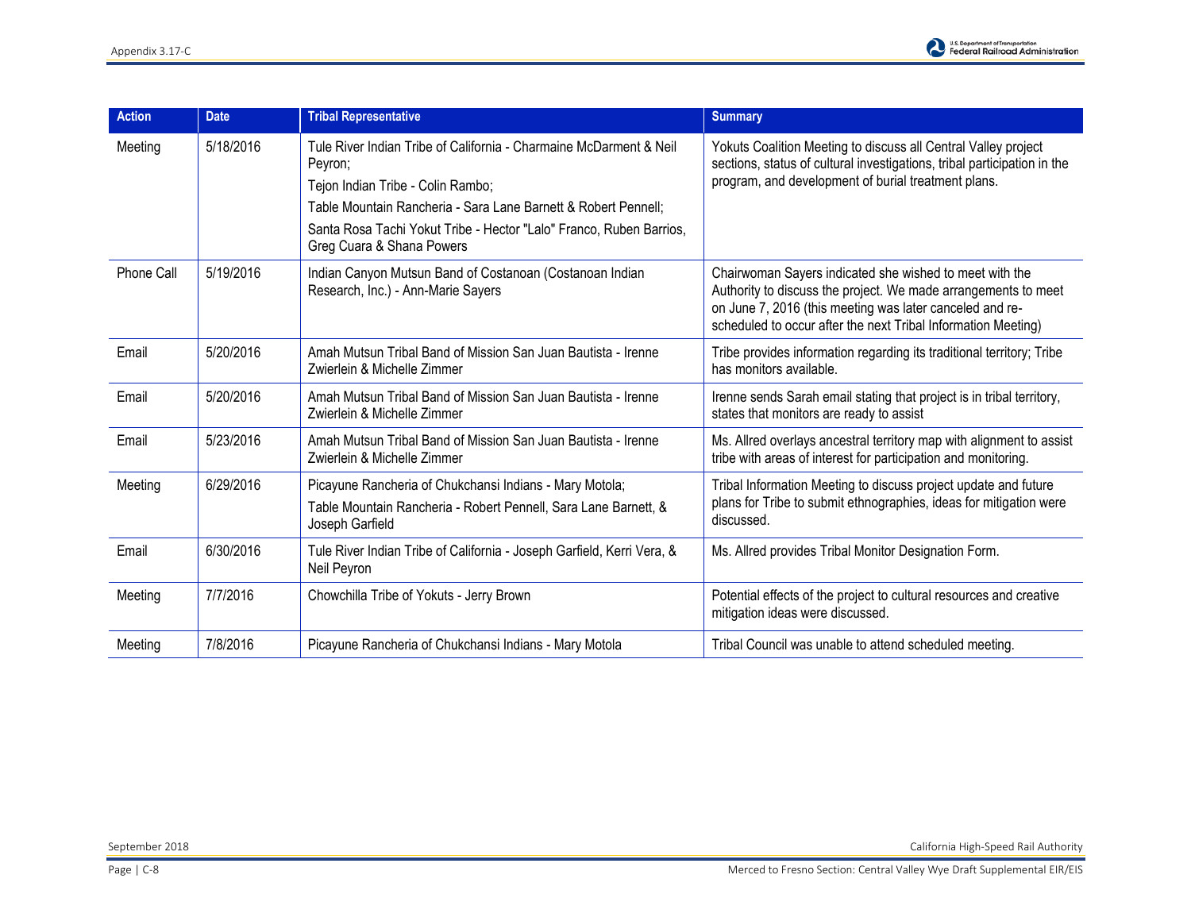| Action | Date | Tribal Representative | Summary |
| --- | --- | --- | --- |
| Meeting | 5/18/2016 | Tule River Indian Tribe of California - Charmaine McDarment & Neil Peyron;<br>Tejon Indian Tribe - Colin Rambo;<br>Table Mountain Rancheria - Sara Lane Barnett & Robert Pennell;<br>Santa Rosa Tachi Yokut Tribe - Hector "Lalo" Franco, Ruben Barrios, Greg Cuara & Shana Powers | Yokuts Coalition Meeting to discuss all Central Valley project sections, status of cultural investigations, tribal participation in the program, and development of burial treatment plans. |
| Phone Call | 5/19/2016 | Indian Canyon Mutsun Band of Costanoan (Costanoan Indian Research, Inc.) - Ann-Marie Sayers | Chairwoman Sayers indicated she wished to meet with the Authority to discuss the project. We made arrangements to meet on June 7, 2016 (this meeting was later canceled and re-scheduled to occur after the next Tribal Information Meeting) |
| Email | 5/20/2016 | Amah Mutsun Tribal Band of Mission San Juan Bautista - Irenne Zwierlein & Michelle Zimmer | Tribe provides information regarding its traditional territory; Tribe has monitors available. |
| Email | 5/20/2016 | Amah Mutsun Tribal Band of Mission San Juan Bautista - Irenne Zwierlein & Michelle Zimmer | Irenne sends Sarah email stating that project is in tribal territory, states that monitors are ready to assist |
| Email | 5/23/2016 | Amah Mutsun Tribal Band of Mission San Juan Bautista - Irenne Zwierlein & Michelle Zimmer | Ms. Allred overlays ancestral territory map with alignment to assist tribe with areas of interest for participation and monitoring. |
| Meeting | 6/29/2016 | Picayune Rancheria of Chukchansi Indians - Mary Motola;<br>Table Mountain Rancheria - Robert Pennell, Sara Lane Barnett, & Joseph Garfield | Tribal Information Meeting to discuss project update and future plans for Tribe to submit ethnographies, ideas for mitigation were discussed. |
| Email | 6/30/2016 | Tule River Indian Tribe of California - Joseph Garfield, Kerri Vera, & Neil Peyron | Ms. Allred provides Tribal Monitor Designation Form. |
| Meeting | 7/7/2016 | Chowchilla Tribe of Yokuts - Jerry Brown | Potential effects of the project to cultural resources and creative mitigation ideas were discussed. |
| Meeting | 7/8/2016 | Picayune Rancheria of Chukchansi Indians - Mary Motola | Tribal Council was unable to attend scheduled meeting. |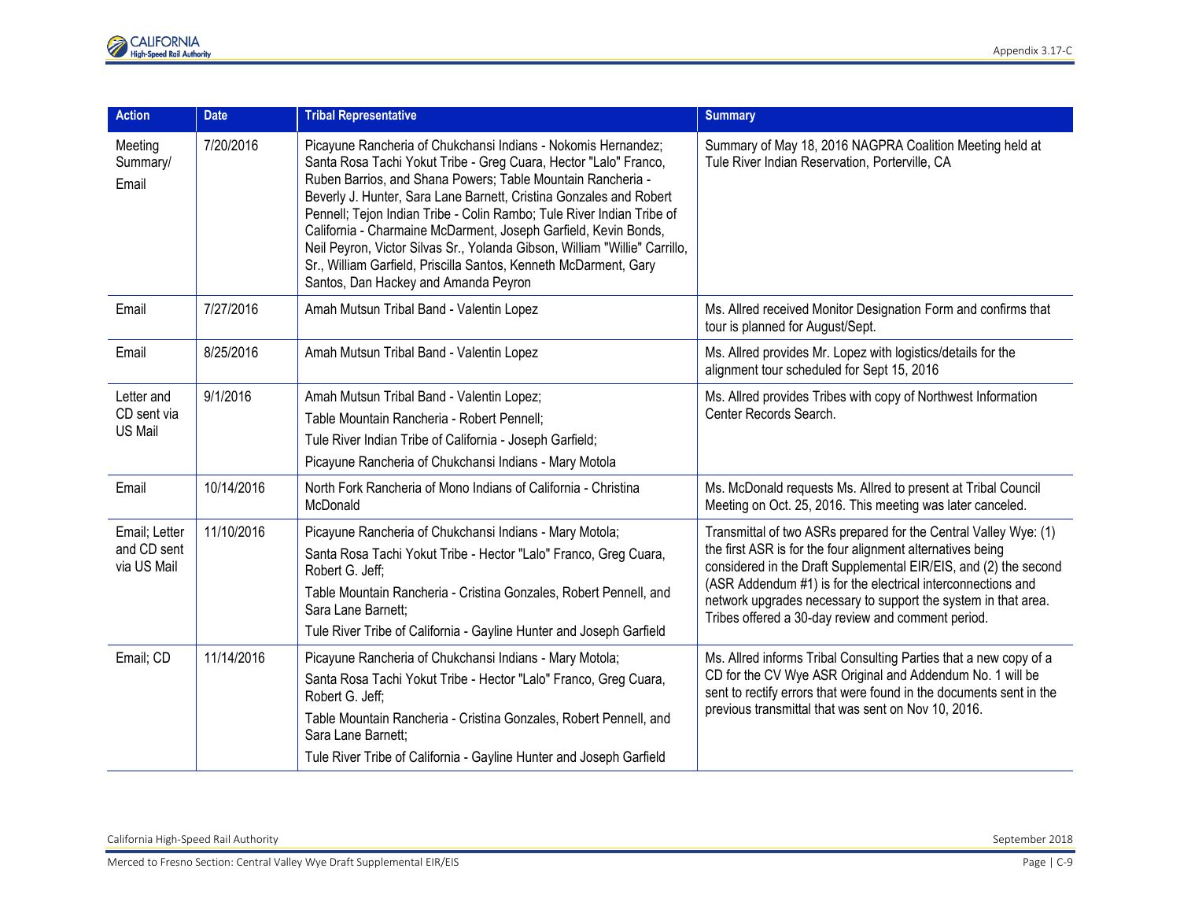| Action | Date | Tribal Representative | Summary |
|---|---|---|---|
| Meeting Summary/ Email | 7/20/2016 | Picayune Rancheria of Chukchansi Indians - Nokomis Hernandez; Santa Rosa Tachi Yokut Tribe - Greg Cuara, Hector "Lalo" Franco, Ruben Barrios, and Shana Powers; Table Mountain Rancheria - Beverly J. Hunter, Sara Lane Barnett, Cristina Gonzales and Robert Pennell; Tejon Indian Tribe - Colin Rambo; Tule River Indian Tribe of California - Charmaine McDarment, Joseph Garfield, Kevin Bonds, Neil Peyron, Victor Silvas Sr., Yolanda Gibson, William "Willie" Carrillo, Sr., William Garfield, Priscilla Santos, Kenneth McDarment, Gary Santos, Dan Hackey and Amanda Peyron | Summary of May 18, 2016 NAGPRA Coalition Meeting held at Tule River Indian Reservation, Porterville, CA |
| Email | 7/27/2016 | Amah Mutsun Tribal Band - Valentin Lopez | Ms. Allred received Monitor Designation Form and confirms that tour is planned for August/Sept. |
| Email | 8/25/2016 | Amah Mutsun Tribal Band - Valentin Lopez | Ms. Allred provides Mr. Lopez with logistics/details for the alignment tour scheduled for Sept 15, 2016 |
| Letter and CD sent via US Mail | 9/1/2016 | Amah Mutsun Tribal Band - Valentin Lopez;<br>Table Mountain Rancheria - Robert Pennell;<br>Tule River Indian Tribe of California - Joseph Garfield;<br>Picayune Rancheria of Chukchansi Indians - Mary Motola | Ms. Allred provides Tribes with copy of Northwest Information Center Records Search. |
| Email | 10/14/2016 | North Fork Rancheria of Mono Indians of California - Christina McDonald | Ms. McDonald requests Ms. Allred to present at Tribal Council Meeting on Oct. 25, 2016. This meeting was later canceled. |
| Email; Letter and CD sent via US Mail | 11/10/2016 | Picayune Rancheria of Chukchansi Indians - Mary Motola;<br>Santa Rosa Tachi Yokut Tribe - Hector "Lalo" Franco, Greg Cuara, Robert G. Jeff;<br>Table Mountain Rancheria - Cristina Gonzales, Robert Pennell, and Sara Lane Barnett;<br>Tule River Tribe of California - Gayline Hunter and Joseph Garfield | Transmittal of two ASRs prepared for the Central Valley Wye: (1) the first ASR is for the four alignment alternatives being considered in the Draft Supplemental EIR/EIS, and (2) the second (ASR Addendum #1) is for the electrical interconnections and network upgrades necessary to support the system in that area. Tribes offered a 30-day review and comment period. |
| Email; CD | 11/14/2016 | Picayune Rancheria of Chukchansi Indians - Mary Motola;<br>Santa Rosa Tachi Yokut Tribe - Hector "Lalo" Franco, Greg Cuara, Robert G. Jeff;<br>Table Mountain Rancheria - Cristina Gonzales, Robert Pennell, and Sara Lane Barnett;<br>Tule River Tribe of California - Gayline Hunter and Joseph Garfield | Ms. Allred informs Tribal Consulting Parties that a new copy of a CD for the CV Wye ASR Original and Addendum No. 1 will be sent to rectify errors that were found in the documents sent in the previous transmittal that was sent on Nov 10, 2016. |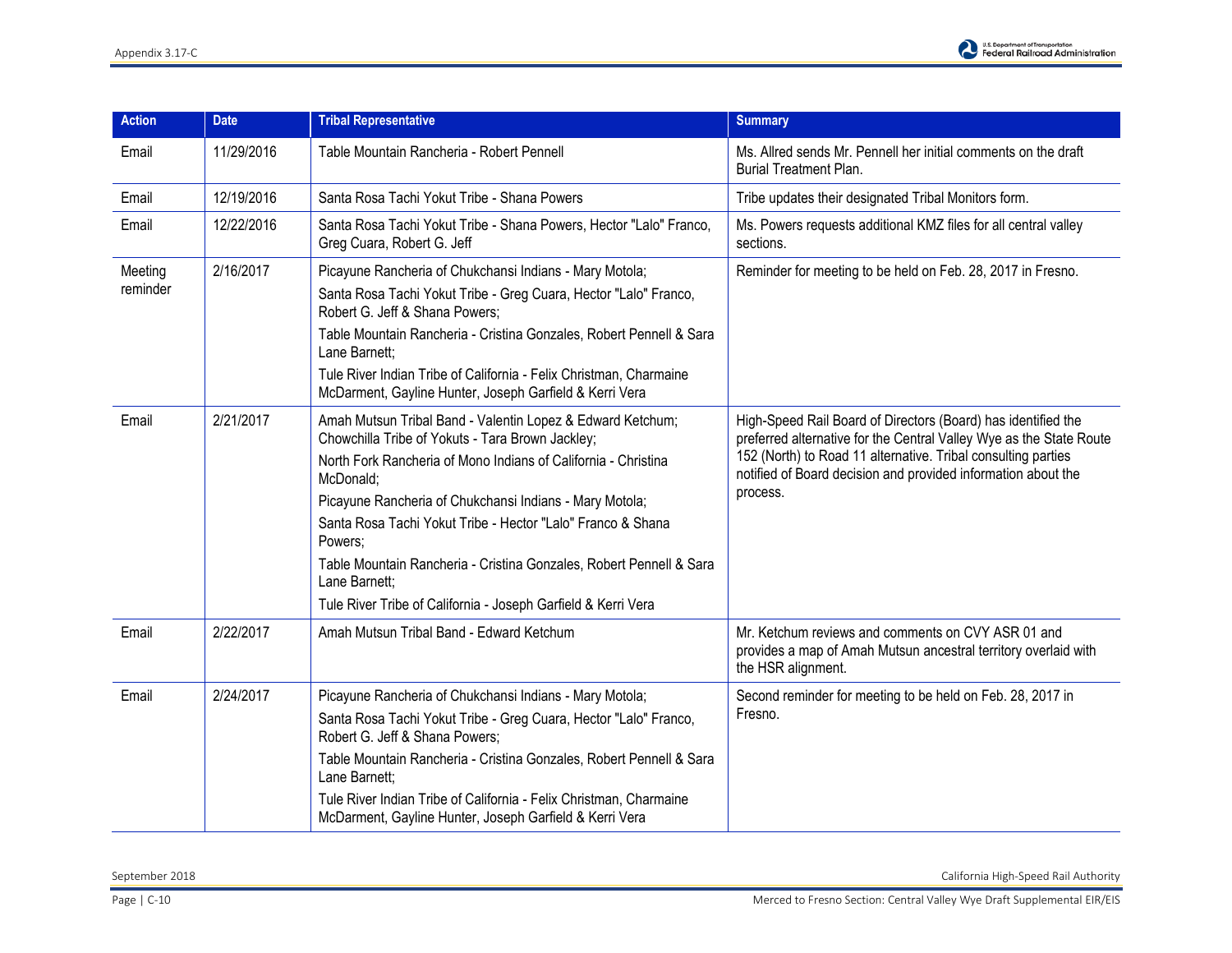| Action | Date | Tribal Representative | Summary |
|---|---|---|---|
| Email | 11/29/2016 | Table Mountain Rancheria - Robert Pennell | Ms. Allred sends Mr. Pennell her initial comments on the draft Burial Treatment Plan. |
| Email | 12/19/2016 | Santa Rosa Tachi Yokut Tribe - Shana Powers | Tribe updates their designated Tribal Monitors form. |
| Email | 12/22/2016 | Santa Rosa Tachi Yokut Tribe - Shana Powers, Hector "Lalo" Franco, Greg Cuara, Robert G. Jeff | Ms. Powers requests additional KMZ files for all central valley sections. |
| Meeting reminder | 2/16/2017 | Picayune Rancheria of Chukchansi Indians - Mary Motola;<br>Santa Rosa Tachi Yokut Tribe - Greg Cuara, Hector "Lalo" Franco, Robert G. Jeff & Shana Powers;<br>Table Mountain Rancheria - Cristina Gonzales, Robert Pennell & Sara Lane Barnett;<br>Tule River Indian Tribe of California - Felix Christman, Charmaine McDarment, Gayline Hunter, Joseph Garfield & Kerri Vera | Reminder for meeting to be held on Feb. 28, 2017 in Fresno. |
| Email | 2/21/2017 | Amah Mutsun Tribal Band - Valentin Lopez & Edward Ketchum; Chowchilla Tribe of Yokuts - Tara Brown Jackley;<br>North Fork Rancheria of Mono Indians of California - Christina McDonald;<br>Picayune Rancheria of Chukchansi Indians - Mary Motola;<br>Santa Rosa Tachi Yokut Tribe - Hector "Lalo" Franco & Shana Powers;<br>Table Mountain Rancheria - Cristina Gonzales, Robert Pennell & Sara Lane Barnett;<br>Tule River Tribe of California - Joseph Garfield & Kerri Vera | High-Speed Rail Board of Directors (Board) has identified the preferred alternative for the Central Valley Wye as the State Route 152 (North) to Road 11 alternative. Tribal consulting parties notified of Board decision and provided information about the process. |
| Email | 2/22/2017 | Amah Mutsun Tribal Band - Edward Ketchum | Mr. Ketchum reviews and comments on CVY ASR 01 and provides a map of Amah Mutsun ancestral territory overlaid with the HSR alignment. |
| Email | 2/24/2017 | Picayune Rancheria of Chukchansi Indians - Mary Motola;<br>Santa Rosa Tachi Yokut Tribe - Greg Cuara, Hector "Lalo" Franco, Robert G. Jeff & Shana Powers;<br>Table Mountain Rancheria - Cristina Gonzales, Robert Pennell & Sara Lane Barnett;<br>Tule River Indian Tribe of California - Felix Christman, Charmaine McDarment, Gayline Hunter, Joseph Garfield & Kerri Vera | Second reminder for meeting to be held on Feb. 28, 2017 in Fresno. |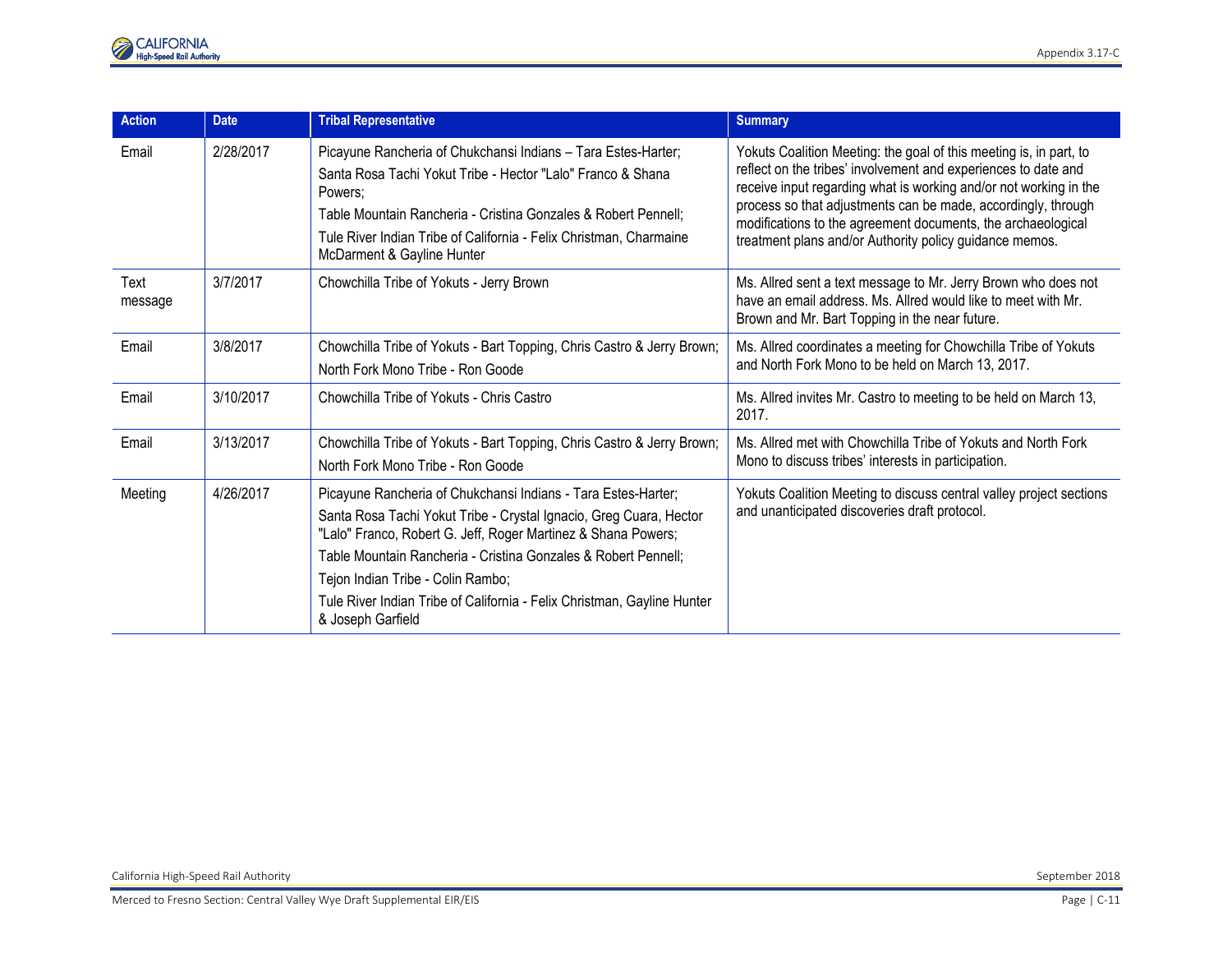| Action | Date | Tribal Representative | Summary |
|---|---|---|---|
| Email | 2/28/2017 | Picayune Rancheria of Chukchansi Indians – Tara Estes-Harter; Santa Rosa Tachi Yokut Tribe - Hector "Lalo" Franco & Shana Powers; Table Mountain Rancheria - Cristina Gonzales & Robert Pennell; Tule River Indian Tribe of California - Felix Christman, Charmaine McDarment & Gayline Hunter | Yokuts Coalition Meeting: the goal of this meeting is, in part, to reflect on the tribes' involvement and experiences to date and receive input regarding what is working and/or not working in the process so that adjustments can be made, accordingly, through modifications to the agreement documents, the archaeological treatment plans and/or Authority policy guidance memos. |
| Text message | 3/7/2017 | Chowchilla Tribe of Yokuts - Jerry Brown | Ms. Allred sent a text message to Mr. Jerry Brown who does not have an email address. Ms. Allred would like to meet with Mr. Brown and Mr. Bart Topping in the near future. |
| Email | 3/8/2017 | Chowchilla Tribe of Yokuts - Bart Topping, Chris Castro & Jerry Brown; North Fork Mono Tribe - Ron Goode | Ms. Allred coordinates a meeting for Chowchilla Tribe of Yokuts and North Fork Mono to be held on March 13, 2017. |
| Email | 3/10/2017 | Chowchilla Tribe of Yokuts - Chris Castro | Ms. Allred invites Mr. Castro to meeting to be held on March 13, 2017. |
| Email | 3/13/2017 | Chowchilla Tribe of Yokuts - Bart Topping, Chris Castro & Jerry Brown; North Fork Mono Tribe - Ron Goode | Ms. Allred met with Chowchilla Tribe of Yokuts and North Fork Mono to discuss tribes' interests in participation. |
| Meeting | 4/26/2017 | Picayune Rancheria of Chukchansi Indians - Tara Estes-Harter; Santa Rosa Tachi Yokut Tribe - Crystal Ignacio, Greg Cuara, Hector "Lalo" Franco, Robert G. Jeff, Roger Martinez & Shana Powers; Table Mountain Rancheria - Cristina Gonzales & Robert Pennell; Tejon Indian Tribe - Colin Rambo; Tule River Indian Tribe of California - Felix Christman, Gayline Hunter & Joseph Garfield | Yokuts Coalition Meeting to discuss central valley project sections and unanticipated discoveries draft protocol. |